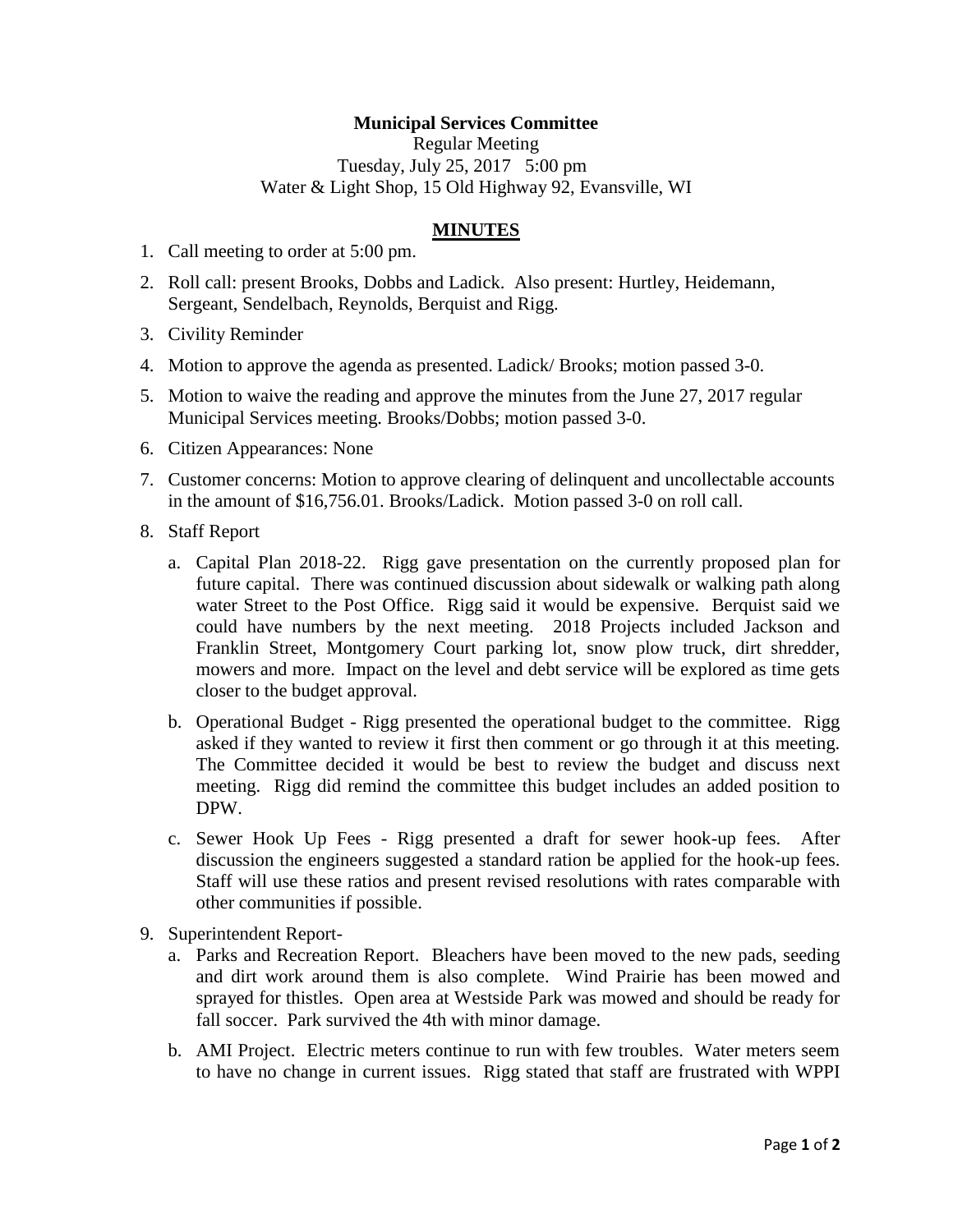**Municipal Services Committee**

Regular Meeting

Tuesday, July 25, 2017 5:00 pm

Water & Light Shop, 15 Old Highway 92, Evansville, WI

## **MINUTES**

1. Call meeting to order at 5:00 pm.
2. Roll call: present Brooks, Dobbs and Ladick. Also present: Hurtley, Heidemann, Sergeant, Sendelbach, Reynolds, Berquist and Rigg.
3. Civility Reminder
4. Motion to approve the agenda as presented. Ladick/ Brooks; motion passed 3-0.
5. Motion to waive the reading and approve the minutes from the June 27, 2017 regular Municipal Services meeting. Brooks/Dobbs; motion passed 3-0.
6. Citizen Appearances: None
7. Customer concerns: Motion to approve clearing of delinquent and uncollectable accounts in the amount of $16,756.01. Brooks/Ladick. Motion passed 3-0 on roll call.
8. Staff Report
   a. Capital Plan 2018-22. Rigg gave presentation on the currently proposed plan for future capital. There was continued discussion about sidewalk or walking path along water Street to the Post Office. Rigg said it would be expensive. Berquist said we could have numbers by the next meeting. 2018 Projects included Jackson and Franklin Street, Montgomery Court parking lot, snow plow truck, dirt shredder, mowers and more. Impact on the level and debt service will be explored as time gets closer to the budget approval.

   b. Operational Budget - Rigg presented the operational budget to the committee. Rigg asked if they wanted to review it first then comment or go through it at this meeting. The Committee decided it would be best to review the budget and discuss next meeting. Rigg did remind the committee this budget includes an added position to DPW.

   c. Sewer Hook Up Fees - Rigg presented a draft for sewer hook-up fees. After discussion the engineers suggested a standard ration be applied for the hook-up fees. Staff will use these ratios and present revised resolutions with rates comparable with other communities if possible.
9. Superintendent Report-
   a. Parks and Recreation Report. Bleachers have been moved to the new pads, seeding and dirt work around them is also complete. Wind Prairie has been mowed and sprayed for thistles. Open area at Westside Park was mowed and should be ready for fall soccer. Park survived the 4th with minor damage.

   b. AMI Project. Electric meters continue to run with few troubles. Water meters seem to have no change in current issues. Rigg stated that staff are frustrated with WPPI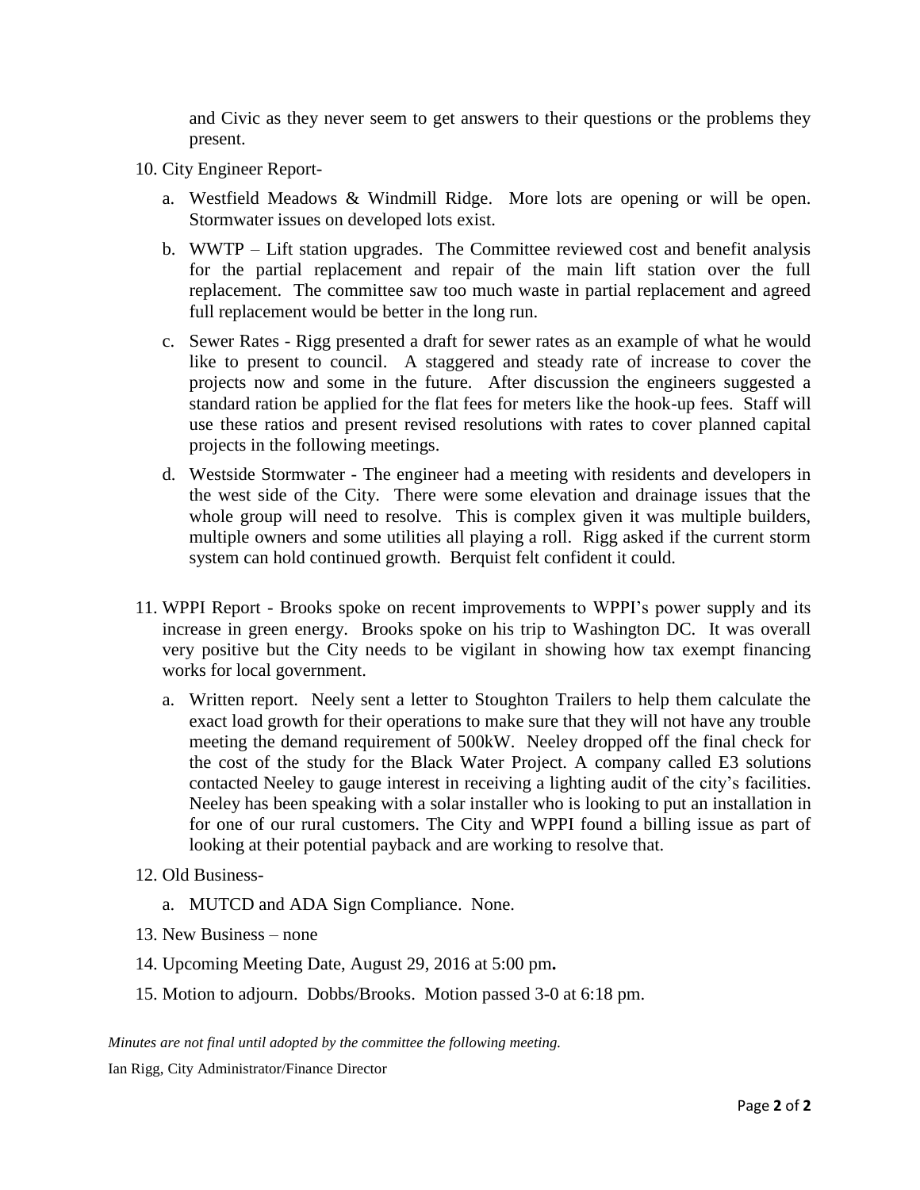and Civic as they never seem to get answers to their questions or the problems they present.

10. City Engineer Report-
    a. Westfield Meadows & Windmill Ridge. More lots are opening or will be open. Stormwater issues on developed lots exist.
    b. WWTP – Lift station upgrades. The Committee reviewed cost and benefit analysis for the partial replacement and repair of the main lift station over the full replacement. The committee saw too much waste in partial replacement and agreed full replacement would be better in the long run.
    c. Sewer Rates - Rigg presented a draft for sewer rates as an example of what he would like to present to council. A staggered and steady rate of increase to cover the projects now and some in the future. After discussion the engineers suggested a standard ration be applied for the flat fees for meters like the hook-up fees. Staff will use these ratios and present revised resolutions with rates to cover planned capital projects in the following meetings.
    d. Westside Stormwater - The engineer had a meeting with residents and developers in the west side of the City. There were some elevation and drainage issues that the whole group will need to resolve. This is complex given it was multiple builders, multiple owners and some utilities all playing a roll. Rigg asked if the current storm system can hold continued growth. Berquist felt confident it could.

11. WPPI Report - Brooks spoke on recent improvements to WPPI's power supply and its increase in green energy. Brooks spoke on his trip to Washington DC. It was overall very positive but the City needs to be vigilant in showing how tax exempt financing works for local government.
    a. Written report. Neely sent a letter to Stoughton Trailers to help them calculate the exact load growth for their operations to make sure that they will not have any trouble meeting the demand requirement of 500kW. Neeley dropped off the final check for the cost of the study for the Black Water Project. A company called E3 solutions contacted Neeley to gauge interest in receiving a lighting audit of the city's facilities. Neeley has been speaking with a solar installer who is looking to put an installation in for one of our rural customers. The City and WPPI found a billing issue as part of looking at their potential payback and are working to resolve that.

12. Old Business-
    a. MUTCD and ADA Sign Compliance. None.

13. New Business – none

14. Upcoming Meeting Date, August 29, 2016 at 5:00 pm**.**

15. Motion to adjourn. Dobbs/Brooks. Motion passed 3-0 at 6:18 pm.

*Minutes are not final until adopted by the committee the following meeting.*

Ian Rigg, City Administrator/Finance Director